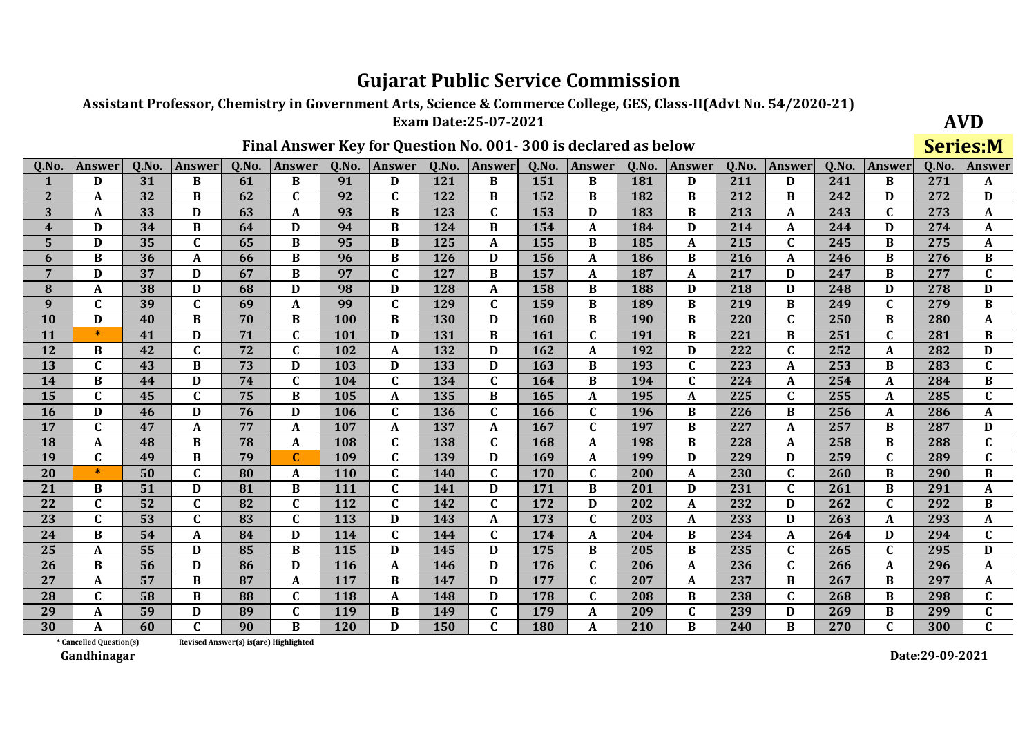# Gujarat Public Service Commission

**Assistant Professor, Chemistry in Government Arts, Science & Commerce College, GES, Class-II(Advt No. 54/2020-21)**

**Exam Date:25-07-2021**

**AVD**

**Final Answer Key for Question No. 001- 300 is declared as below**

**Series:M**

| Q.No. | Answer | Q.No. | Answer | Q.No. | Answer | Q.No. | Answer | Q.No. | Answer | Q.No. | Answer | Q.No. | Answer | Q.No. | Answer | Q.No. | Answer | Q.No. | Answer |
|---|---|---|---|---|---|---|---|---|---|---|---|---|---|---|---|---|---|---|---|
| 1 | D | 31 | B | 61 | B | 91 | D | 121 | B | 151 | B | 181 | D | 211 | D | 241 | B | 271 | A |
| 2 | A | 32 | B | 62 | C | 92 | C | 122 | B | 152 | B | 182 | B | 212 | B | 242 | D | 272 | D |
| 3 | A | 33 | D | 63 | A | 93 | B | 123 | C | 153 | D | 183 | B | 213 | A | 243 | C | 273 | A |
| 4 | D | 34 | B | 64 | D | 94 | B | 124 | B | 154 | A | 184 | D | 214 | A | 244 | D | 274 | A |
| 5 | D | 35 | C | 65 | B | 95 | B | 125 | A | 155 | B | 185 | A | 215 | C | 245 | B | 275 | A |
| 6 | B | 36 | A | 66 | B | 96 | B | 126 | D | 156 | A | 186 | B | 216 | A | 246 | B | 276 | B |
| 7 | D | 37 | D | 67 | B | 97 | C | 127 | B | 157 | A | 187 | A | 217 | D | 247 | B | 277 | C |
| 8 | A | 38 | D | 68 | D | 98 | D | 128 | A | 158 | B | 188 | D | 218 | D | 248 | D | 278 | D |
| 9 | C | 39 | C | 69 | A | 99 | C | 129 | C | 159 | B | 189 | B | 219 | B | 249 | C | 279 | B |
| 10 | D | 40 | B | 70 | B | 100 | B | 130 | D | 160 | B | 190 | B | 220 | C | 250 | B | 280 | A |
| 11 | * | 41 | D | 71 | C | 101 | D | 131 | B | 161 | C | 191 | B | 221 | B | 251 | C | 281 | B |
| 12 | B | 42 | C | 72 | C | 102 | A | 132 | D | 162 | A | 192 | D | 222 | C | 252 | A | 282 | D |
| 13 | C | 43 | B | 73 | D | 103 | D | 133 | D | 163 | B | 193 | C | 223 | A | 253 | B | 283 | C |
| 14 | B | 44 | D | 74 | C | 104 | C | 134 | C | 164 | B | 194 | C | 224 | A | 254 | A | 284 | B |
| 15 | C | 45 | C | 75 | B | 105 | A | 135 | B | 165 | A | 195 | A | 225 | C | 255 | A | 285 | C |
| 16 | D | 46 | D | 76 | D | 106 | C | 136 | C | 166 | C | 196 | B | 226 | B | 256 | A | 286 | A |
| 17 | C | 47 | A | 77 | A | 107 | A | 137 | A | 167 | C | 197 | B | 227 | A | 257 | B | 287 | D |
| 18 | A | 48 | B | 78 | A | 108 | C | 138 | C | 168 | A | 198 | B | 228 | A | 258 | B | 288 | C |
| 19 | C | 49 | B | 79 | C | 109 | C | 139 | D | 169 | A | 199 | D | 229 | D | 259 | C | 289 | C |
| 20 | * | 50 | C | 80 | A | 110 | C | 140 | C | 170 | C | 200 | A | 230 | C | 260 | B | 290 | B |
| 21 | B | 51 | D | 81 | B | 111 | C | 141 | D | 171 | B | 201 | D | 231 | C | 261 | B | 291 | A |
| 22 | C | 52 | C | 82 | C | 112 | C | 142 | C | 172 | D | 202 | A | 232 | D | 262 | C | 292 | B |
| 23 | C | 53 | C | 83 | C | 113 | D | 143 | A | 173 | C | 203 | A | 233 | D | 263 | A | 293 | A |
| 24 | B | 54 | A | 84 | D | 114 | C | 144 | C | 174 | A | 204 | B | 234 | A | 264 | D | 294 | C |
| 25 | A | 55 | D | 85 | B | 115 | D | 145 | D | 175 | B | 205 | B | 235 | C | 265 | C | 295 | D |
| 26 | B | 56 | D | 86 | D | 116 | A | 146 | D | 176 | C | 206 | A | 236 | C | 266 | A | 296 | A |
| 27 | A | 57 | B | 87 | A | 117 | B | 147 | D | 177 | C | 207 | A | 237 | B | 267 | B | 297 | A |
| 28 | C | 58 | B | 88 | C | 118 | A | 148 | D | 178 | C | 208 | B | 238 | C | 268 | B | 298 | C |
| 29 | A | 59 | D | 89 | C | 119 | B | 149 | C | 179 | A | 209 | C | 239 | D | 269 | B | 299 | C |
| 30 | A | 60 | C | 90 | B | 120 | D | 150 | C | 180 | A | 210 | B | 240 | B | 270 | C | 300 | C |

* Cancelled Question(s)

Revised Answer(s) is(are) Highlighted

Gandhinagar

Date:29-09-2021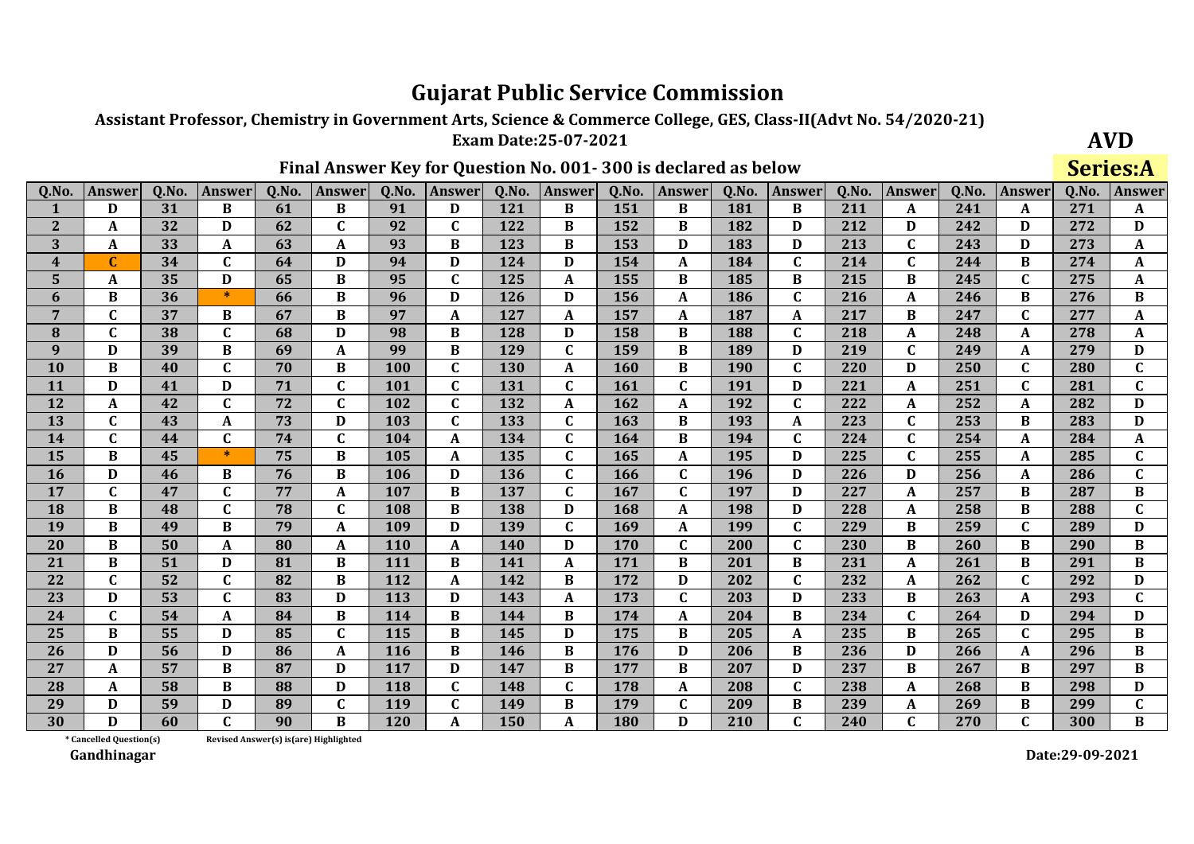# Gujarat Public Service Commission

**Assistant Professor, Chemistry in Government Arts, Science & Commerce College, GES, Class-II(Advt No. 54/2020-21)**

**Exam Date:25-07-2021**

**AVD**

**Series:A**

**Final Answer Key for Question No. 001- 300 is declared as below**

| Q.No. | Answer | Q.No. | Answer | Q.No. | Answer | Q.No. | Answer | Q.No. | Answer | Q.No. | Answer | Q.No. | Answer | Q.No. | Answer | Q.No. | Answer | Q.No. | Answer |
|---|---|---|---|---|---|---|---|---|---|---|---|---|---|---|---|---|---|---|---|
| 1 | D | 31 | B | 61 | B | 91 | D | 121 | B | 151 | B | 181 | B | 211 | A | 241 | A | 271 | A |
| 2 | A | 32 | D | 62 | C | 92 | C | 122 | B | 152 | B | 182 | D | 212 | D | 242 | D | 272 | D |
| 3 | A | 33 | A | 63 | A | 93 | B | 123 | B | 153 | D | 183 | D | 213 | C | 243 | D | 273 | A |
| 4 | C | 34 | C | 64 | D | 94 | D | 124 | D | 154 | A | 184 | C | 214 | C | 244 | B | 274 | A |
| 5 | A | 35 | D | 65 | B | 95 | C | 125 | A | 155 | B | 185 | B | 215 | B | 245 | C | 275 | A |
| 6 | B | 36 | * | 66 | B | 96 | D | 126 | D | 156 | A | 186 | C | 216 | A | 246 | B | 276 | B |
| 7 | C | 37 | B | 67 | B | 97 | A | 127 | A | 157 | A | 187 | A | 217 | B | 247 | C | 277 | A |
| 8 | C | 38 | C | 68 | D | 98 | B | 128 | D | 158 | B | 188 | C | 218 | A | 248 | A | 278 | A |
| 9 | D | 39 | B | 69 | A | 99 | B | 129 | C | 159 | B | 189 | D | 219 | C | 249 | A | 279 | D |
| 10 | B | 40 | C | 70 | B | 100 | C | 130 | A | 160 | B | 190 | C | 220 | D | 250 | C | 280 | C |
| 11 | D | 41 | D | 71 | C | 101 | C | 131 | C | 161 | C | 191 | D | 221 | A | 251 | C | 281 | C |
| 12 | A | 42 | C | 72 | C | 102 | C | 132 | A | 162 | A | 192 | C | 222 | A | 252 | A | 282 | D |
| 13 | C | 43 | A | 73 | D | 103 | C | 133 | C | 163 | B | 193 | A | 223 | C | 253 | B | 283 | D |
| 14 | C | 44 | C | 74 | C | 104 | A | 134 | C | 164 | B | 194 | C | 224 | C | 254 | A | 284 | A |
| 15 | B | 45 | * | 75 | B | 105 | A | 135 | C | 165 | A | 195 | D | 225 | C | 255 | A | 285 | C |
| 16 | D | 46 | B | 76 | B | 106 | D | 136 | C | 166 | C | 196 | D | 226 | D | 256 | A | 286 | C |
| 17 | C | 47 | C | 77 | A | 107 | B | 137 | C | 167 | C | 197 | D | 227 | A | 257 | B | 287 | B |
| 18 | B | 48 | C | 78 | C | 108 | B | 138 | D | 168 | A | 198 | D | 228 | A | 258 | B | 288 | C |
| 19 | B | 49 | B | 79 | A | 109 | D | 139 | C | 169 | A | 199 | C | 229 | B | 259 | C | 289 | D |
| 20 | B | 50 | A | 80 | A | 110 | A | 140 | D | 170 | C | 200 | C | 230 | B | 260 | B | 290 | B |
| 21 | B | 51 | D | 81 | B | 111 | B | 141 | A | 171 | B | 201 | B | 231 | A | 261 | B | 291 | B |
| 22 | C | 52 | C | 82 | B | 112 | A | 142 | B | 172 | D | 202 | C | 232 | A | 262 | C | 292 | D |
| 23 | D | 53 | C | 83 | D | 113 | D | 143 | A | 173 | C | 203 | D | 233 | B | 263 | A | 293 | C |
| 24 | C | 54 | A | 84 | B | 114 | B | 144 | B | 174 | A | 204 | B | 234 | C | 264 | D | 294 | D |
| 25 | B | 55 | D | 85 | C | 115 | B | 145 | D | 175 | B | 205 | A | 235 | B | 265 | C | 295 | B |
| 26 | D | 56 | D | 86 | A | 116 | B | 146 | B | 176 | D | 206 | B | 236 | D | 266 | A | 296 | B |
| 27 | A | 57 | B | 87 | D | 117 | D | 147 | B | 177 | B | 207 | D | 237 | B | 267 | B | 297 | B |
| 28 | A | 58 | B | 88 | D | 118 | C | 148 | C | 178 | A | 208 | C | 238 | A | 268 | B | 298 | D |
| 29 | D | 59 | D | 89 | C | 119 | C | 149 | B | 179 | C | 209 | B | 239 | A | 269 | B | 299 | C |
| 30 | D | 60 | C | 90 | B | 120 | A | 150 | A | 180 | D | 210 | C | 240 | C | 270 | C | 300 | B |

\* Cancelled Question(s)  Revised Answer(s) is(are) Highlighted

Gandhinagar

Date:29-09-2021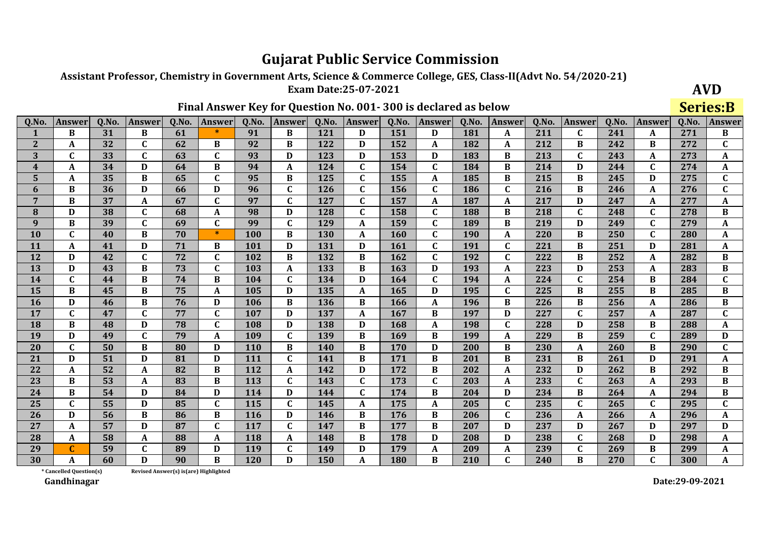# Gujarat Public Service Commission

**Assistant Professor, Chemistry in Government Arts, Science & Commerce College, GES, Class-II(Advt No. 54/2020-21)**

**Exam Date:25-07-2021**

**AVD**

**Final Answer Key for Question No. 001- 300 is declared as below**

**Series:B**

| Q.No. | Answer | Q.No. | Answer | Q.No. | Answer | Q.No. | Answer | Q.No. | Answer | Q.No. | Answer | Q.No. | Answer | Q.No. | Answer | Q.No. | Answer | Q.No. | Answer |
|---|---|---|---|---|---|---|---|---|---|---|---|---|---|---|---|---|---|---|---|
| 1 | B | 31 | B | 61 | * | 91 | B | 121 | D | 151 | D | 181 | A | 211 | C | 241 | A | 271 | B |
| 2 | A | 32 | C | 62 | B | 92 | B | 122 | D | 152 | A | 182 | A | 212 | B | 242 | B | 272 | C |
| 3 | C | 33 | C | 63 | C | 93 | D | 123 | D | 153 | D | 183 | B | 213 | C | 243 | A | 273 | A |
| 4 | A | 34 | D | 64 | B | 94 | A | 124 | C | 154 | C | 184 | B | 214 | D | 244 | C | 274 | A |
| 5 | A | 35 | B | 65 | C | 95 | B | 125 | C | 155 | A | 185 | B | 215 | B | 245 | D | 275 | C |
| 6 | B | 36 | D | 66 | D | 96 | C | 126 | C | 156 | C | 186 | C | 216 | B | 246 | A | 276 | C |
| 7 | B | 37 | A | 67 | C | 97 | C | 127 | C | 157 | A | 187 | A | 217 | D | 247 | A | 277 | A |
| 8 | D | 38 | C | 68 | A | 98 | D | 128 | C | 158 | C | 188 | B | 218 | C | 248 | C | 278 | B |
| 9 | B | 39 | C | 69 | C | 99 | C | 129 | A | 159 | C | 189 | B | 219 | D | 249 | C | 279 | A |
| 10 | C | 40 | B | 70 | * | 100 | B | 130 | A | 160 | C | 190 | A | 220 | B | 250 | C | 280 | A |
| 11 | A | 41 | D | 71 | B | 101 | D | 131 | D | 161 | C | 191 | C | 221 | B | 251 | D | 281 | A |
| 12 | D | 42 | C | 72 | C | 102 | B | 132 | B | 162 | C | 192 | C | 222 | B | 252 | A | 282 | B |
| 13 | D | 43 | B | 73 | C | 103 | A | 133 | B | 163 | D | 193 | A | 223 | D | 253 | A | 283 | B |
| 14 | C | 44 | B | 74 | B | 104 | C | 134 | D | 164 | C | 194 | A | 224 | C | 254 | B | 284 | C |
| 15 | B | 45 | B | 75 | A | 105 | D | 135 | A | 165 | D | 195 | C | 225 | B | 255 | B | 285 | B |
| 16 | D | 46 | B | 76 | D | 106 | B | 136 | B | 166 | A | 196 | B | 226 | B | 256 | A | 286 | B |
| 17 | C | 47 | C | 77 | C | 107 | D | 137 | A | 167 | B | 197 | D | 227 | C | 257 | A | 287 | C |
| 18 | B | 48 | D | 78 | C | 108 | D | 138 | D | 168 | A | 198 | C | 228 | D | 258 | B | 288 | A |
| 19 | D | 49 | C | 79 | A | 109 | C | 139 | B | 169 | B | 199 | A | 229 | B | 259 | C | 289 | D |
| 20 | C | 50 | B | 80 | D | 110 | B | 140 | B | 170 | D | 200 | B | 230 | A | 260 | B | 290 | C |
| 21 | D | 51 | D | 81 | D | 111 | C | 141 | B | 171 | B | 201 | B | 231 | B | 261 | D | 291 | A |
| 22 | A | 52 | A | 82 | B | 112 | A | 142 | D | 172 | B | 202 | A | 232 | D | 262 | B | 292 | B |
| 23 | B | 53 | A | 83 | B | 113 | C | 143 | C | 173 | C | 203 | A | 233 | C | 263 | A | 293 | B |
| 24 | B | 54 | D | 84 | D | 114 | D | 144 | C | 174 | B | 204 | D | 234 | B | 264 | A | 294 | B |
| 25 | C | 55 | D | 85 | C | 115 | C | 145 | A | 175 | A | 205 | C | 235 | C | 265 | C | 295 | C |
| 26 | D | 56 | B | 86 | B | 116 | D | 146 | B | 176 | B | 206 | C | 236 | A | 266 | A | 296 | A |
| 27 | A | 57 | D | 87 | C | 117 | C | 147 | B | 177 | B | 207 | D | 237 | D | 267 | D | 297 | D |
| 28 | A | 58 | A | 88 | A | 118 | A | 148 | B | 178 | D | 208 | D | 238 | C | 268 | D | 298 | A |
| 29 | C | 59 | C | 89 | D | 119 | C | 149 | D | 179 | A | 209 | A | 239 | C | 269 | B | 299 | A |
| 30 | A | 60 | D | 90 | B | 120 | D | 150 | A | 180 | B | 210 | C | 240 | B | 270 | C | 300 | A |

\* Cancelled Question(s)    Revised Answer(s) is(are) Highlighted

**Gandhinagar**

**Date:29-09-2021**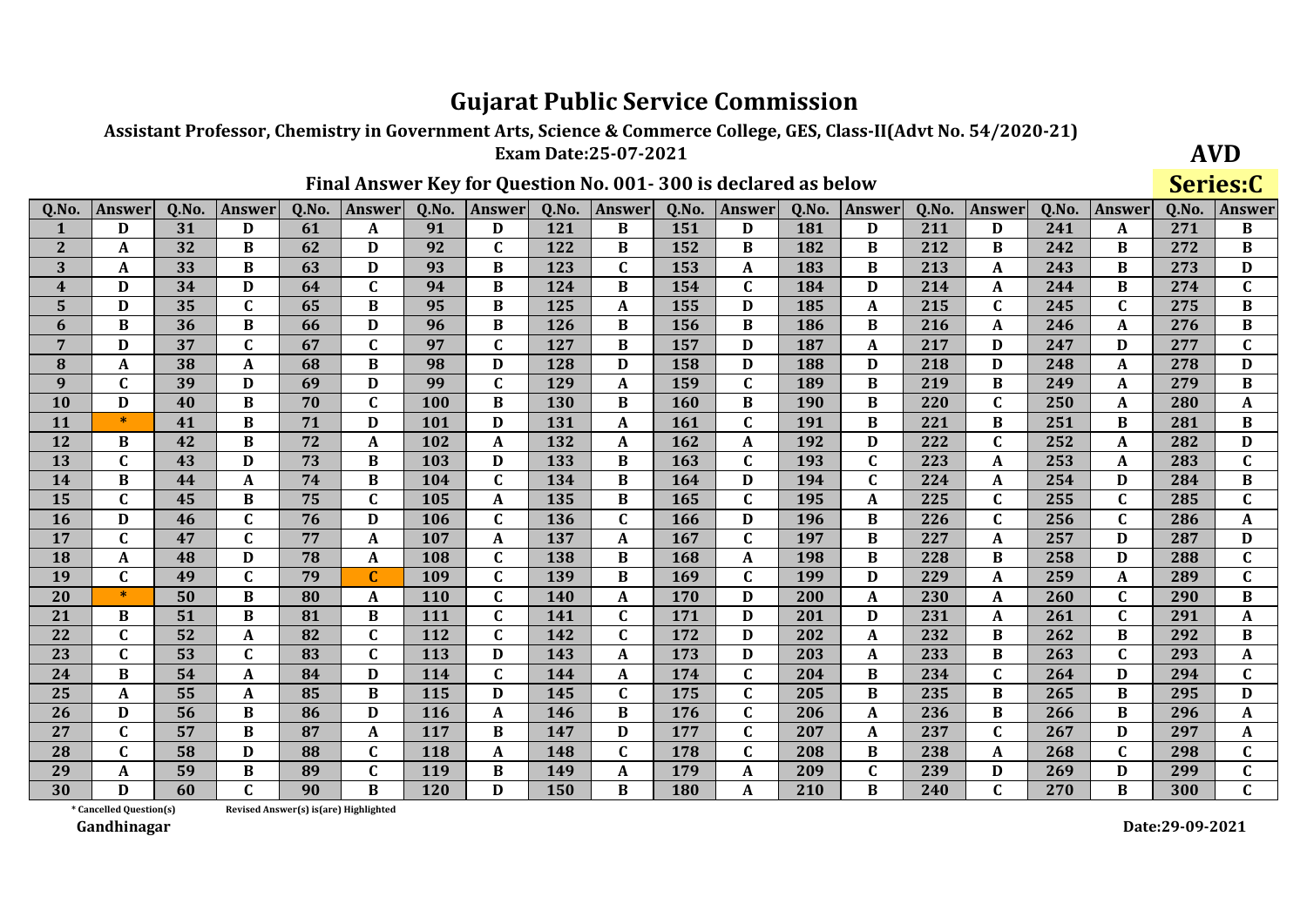# Gujarat Public Service Commission

**Assistant Professor, Chemistry in Government Arts, Science & Commerce College, GES, Class-II(Advt No. 54/2020-21)**

**Exam Date:25-07-2021**

**AVD**

**Final Answer Key for Question No. 001- 300 is declared as below**

**Series:C**

| Q.No. | Answer | Q.No. | Answer | Q.No. | Answer | Q.No. | Answer | Q.No. | Answer | Q.No. | Answer | Q.No. | Answer | Q.No. | Answer | Q.No. | Answer | Q.No. | Answer |
|---|---|---|---|---|---|---|---|---|---|---|---|---|---|---|---|---|---|---|---|
| 1 | D | 31 | D | 61 | A | 91 | D | 121 | B | 151 | D | 181 | D | 211 | D | 241 | A | 271 | B |
| 2 | A | 32 | B | 62 | D | 92 | C | 122 | B | 152 | B | 182 | B | 212 | B | 242 | B | 272 | B |
| 3 | A | 33 | B | 63 | D | 93 | B | 123 | C | 153 | A | 183 | B | 213 | A | 243 | B | 273 | D |
| 4 | D | 34 | D | 64 | C | 94 | B | 124 | B | 154 | C | 184 | D | 214 | A | 244 | B | 274 | C |
| 5 | D | 35 | C | 65 | B | 95 | B | 125 | A | 155 | D | 185 | A | 215 | C | 245 | C | 275 | B |
| 6 | B | 36 | B | 66 | D | 96 | B | 126 | B | 156 | B | 186 | B | 216 | A | 246 | A | 276 | B |
| 7 | D | 37 | C | 67 | C | 97 | C | 127 | B | 157 | D | 187 | A | 217 | D | 247 | D | 277 | C |
| 8 | A | 38 | A | 68 | B | 98 | D | 128 | D | 158 | D | 188 | D | 218 | D | 248 | A | 278 | D |
| 9 | C | 39 | D | 69 | D | 99 | C | 129 | A | 159 | C | 189 | B | 219 | B | 249 | A | 279 | B |
| 10 | D | 40 | B | 70 | C | 100 | B | 130 | B | 160 | B | 190 | B | 220 | C | 250 | A | 280 | A |
| 11 | * | 41 | B | 71 | D | 101 | D | 131 | A | 161 | C | 191 | B | 221 | B | 251 | B | 281 | B |
| 12 | B | 42 | B | 72 | A | 102 | A | 132 | A | 162 | A | 192 | D | 222 | C | 252 | A | 282 | D |
| 13 | C | 43 | D | 73 | B | 103 | D | 133 | B | 163 | C | 193 | C | 223 | A | 253 | A | 283 | C |
| 14 | B | 44 | A | 74 | B | 104 | C | 134 | B | 164 | D | 194 | C | 224 | A | 254 | D | 284 | B |
| 15 | C | 45 | B | 75 | C | 105 | A | 135 | B | 165 | C | 195 | A | 225 | C | 255 | C | 285 | C |
| 16 | D | 46 | C | 76 | D | 106 | C | 136 | C | 166 | D | 196 | B | 226 | C | 256 | C | 286 | A |
| 17 | C | 47 | C | 77 | A | 107 | A | 137 | A | 167 | C | 197 | B | 227 | A | 257 | D | 287 | D |
| 18 | A | 48 | D | 78 | A | 108 | C | 138 | B | 168 | A | 198 | B | 228 | B | 258 | D | 288 | C |
| 19 | C | 49 | C | 79 | C | 109 | C | 139 | B | 169 | C | 199 | D | 229 | A | 259 | A | 289 | C |
| 20 | * | 50 | B | 80 | A | 110 | C | 140 | A | 170 | D | 200 | A | 230 | A | 260 | C | 290 | B |
| 21 | B | 51 | B | 81 | B | 111 | C | 141 | C | 171 | D | 201 | D | 231 | A | 261 | C | 291 | A |
| 22 | C | 52 | A | 82 | C | 112 | C | 142 | C | 172 | D | 202 | A | 232 | B | 262 | B | 292 | B |
| 23 | C | 53 | C | 83 | C | 113 | D | 143 | A | 173 | D | 203 | A | 233 | B | 263 | C | 293 | A |
| 24 | B | 54 | A | 84 | D | 114 | C | 144 | A | 174 | C | 204 | B | 234 | C | 264 | D | 294 | C |
| 25 | A | 55 | A | 85 | B | 115 | D | 145 | C | 175 | C | 205 | B | 235 | B | 265 | B | 295 | D |
| 26 | D | 56 | B | 86 | D | 116 | A | 146 | B | 176 | C | 206 | A | 236 | B | 266 | B | 296 | A |
| 27 | C | 57 | B | 87 | A | 117 | B | 147 | D | 177 | C | 207 | A | 237 | C | 267 | D | 297 | A |
| 28 | C | 58 | D | 88 | C | 118 | A | 148 | C | 178 | C | 208 | B | 238 | A | 268 | C | 298 | C |
| 29 | A | 59 | B | 89 | C | 119 | B | 149 | A | 179 | A | 209 | C | 239 | D | 269 | D | 299 | C |
| 30 | D | 60 | C | 90 | B | 120 | D | 150 | B | 180 | A | 210 | B | 240 | C | 270 | B | 300 | C |

\* Cancelled Question(s)

Revised Answer(s) is(are) Highlighted

Gandhinagar

Date:29-09-2021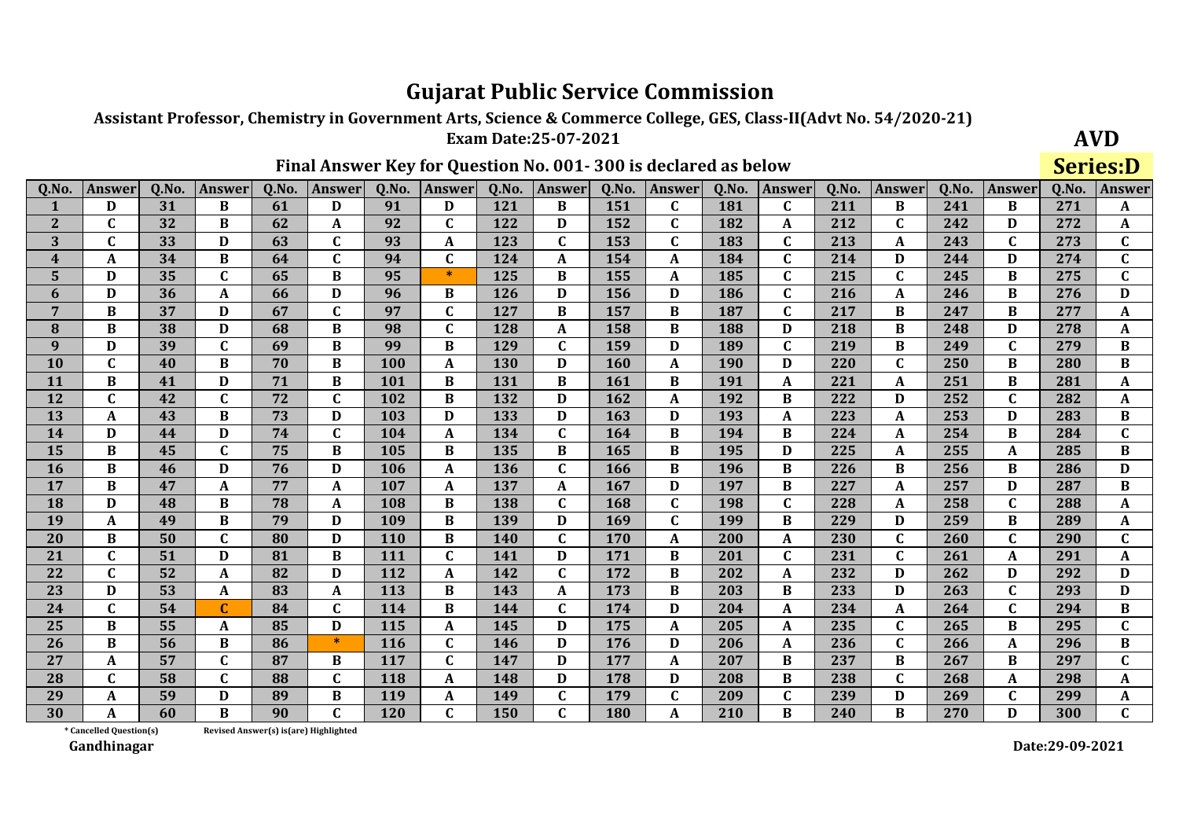# Gujarat Public Service Commission

**Assistant Professor, Chemistry in Government Arts, Science & Commerce College, GES, Class-II(Advt No. 54/2020-21)**

**Exam Date:25-07-2021**

**AVD**

**Final Answer Key for Question No. 001- 300 is declared as below**

**Series:D**

| Q.No. | Answer | Q.No. | Answer | Q.No. | Answer | Q.No. | Answer | Q.No. | Answer | Q.No. | Answer | Q.No. | Answer | Q.No. | Answer | Q.No. | Answer | Q.No. | Answer |
|---|---|---|---|---|---|---|---|---|---|---|---|---|---|---|---|---|---|---|---|
| 1 | D | 31 | B | 61 | D | 91 | D | 121 | B | 151 | C | 181 | C | 211 | B | 241 | B | 271 | A |
| 2 | C | 32 | B | 62 | A | 92 | C | 122 | D | 152 | C | 182 | A | 212 | C | 242 | D | 272 | A |
| 3 | C | 33 | D | 63 | C | 93 | A | 123 | C | 153 | C | 183 | C | 213 | A | 243 | C | 273 | C |
| 4 | A | 34 | B | 64 | C | 94 | C | 124 | A | 154 | A | 184 | C | 214 | D | 244 | D | 274 | C |
| 5 | D | 35 | C | 65 | B | 95 | * | 125 | B | 155 | A | 185 | C | 215 | C | 245 | B | 275 | C |
| 6 | D | 36 | A | 66 | D | 96 | B | 126 | D | 156 | D | 186 | C | 216 | A | 246 | B | 276 | D |
| 7 | B | 37 | D | 67 | C | 97 | C | 127 | B | 157 | B | 187 | C | 217 | B | 247 | B | 277 | A |
| 8 | B | 38 | D | 68 | B | 98 | C | 128 | A | 158 | B | 188 | D | 218 | B | 248 | D | 278 | A |
| 9 | D | 39 | C | 69 | B | 99 | B | 129 | C | 159 | D | 189 | C | 219 | B | 249 | C | 279 | B |
| 10 | C | 40 | B | 70 | B | 100 | A | 130 | D | 160 | A | 190 | D | 220 | C | 250 | B | 280 | B |
| 11 | B | 41 | D | 71 | B | 101 | B | 131 | B | 161 | B | 191 | A | 221 | A | 251 | B | 281 | A |
| 12 | C | 42 | C | 72 | C | 102 | B | 132 | D | 162 | A | 192 | B | 222 | D | 252 | C | 282 | A |
| 13 | A | 43 | B | 73 | D | 103 | D | 133 | D | 163 | D | 193 | A | 223 | A | 253 | D | 283 | B |
| 14 | D | 44 | D | 74 | C | 104 | A | 134 | C | 164 | B | 194 | B | 224 | A | 254 | B | 284 | C |
| 15 | B | 45 | C | 75 | B | 105 | B | 135 | B | 165 | B | 195 | D | 225 | A | 255 | A | 285 | B |
| 16 | B | 46 | D | 76 | D | 106 | A | 136 | C | 166 | B | 196 | B | 226 | B | 256 | B | 286 | D |
| 17 | B | 47 | A | 77 | A | 107 | A | 137 | A | 167 | D | 197 | B | 227 | A | 257 | D | 287 | B |
| 18 | D | 48 | B | 78 | A | 108 | B | 138 | C | 168 | C | 198 | C | 228 | A | 258 | C | 288 | A |
| 19 | A | 49 | B | 79 | D | 109 | B | 139 | D | 169 | C | 199 | B | 229 | D | 259 | B | 289 | A |
| 20 | B | 50 | C | 80 | D | 110 | B | 140 | C | 170 | A | 200 | A | 230 | C | 260 | C | 290 | C |
| 21 | C | 51 | D | 81 | B | 111 | C | 141 | D | 171 | B | 201 | C | 231 | C | 261 | A | 291 | A |
| 22 | C | 52 | A | 82 | D | 112 | A | 142 | C | 172 | B | 202 | A | 232 | D | 262 | D | 292 | D |
| 23 | D | 53 | A | 83 | A | 113 | B | 143 | A | 173 | B | 203 | B | 233 | D | 263 | C | 293 | D |
| 24 | C | 54 | C | 84 | C | 114 | B | 144 | C | 174 | D | 204 | A | 234 | A | 264 | C | 294 | B |
| 25 | B | 55 | A | 85 | D | 115 | A | 145 | D | 175 | A | 205 | A | 235 | C | 265 | B | 295 | C |
| 26 | B | 56 | B | 86 | * | 116 | C | 146 | D | 176 | D | 206 | A | 236 | C | 266 | A | 296 | B |
| 27 | A | 57 | C | 87 | B | 117 | C | 147 | D | 177 | A | 207 | B | 237 | B | 267 | B | 297 | C |
| 28 | C | 58 | C | 88 | C | 118 | A | 148 | D | 178 | D | 208 | B | 238 | C | 268 | A | 298 | A |
| 29 | A | 59 | D | 89 | B | 119 | A | 149 | C | 179 | C | 209 | C | 239 | D | 269 | C | 299 | A |
| 30 | A | 60 | B | 90 | C | 120 | C | 150 | C | 180 | A | 210 | B | 240 | B | 270 | D | 300 | C |

\* Cancelled Question(s)    Revised Answer(s) is(are) Highlighted

Gandhinagar

Date:29-09-2021